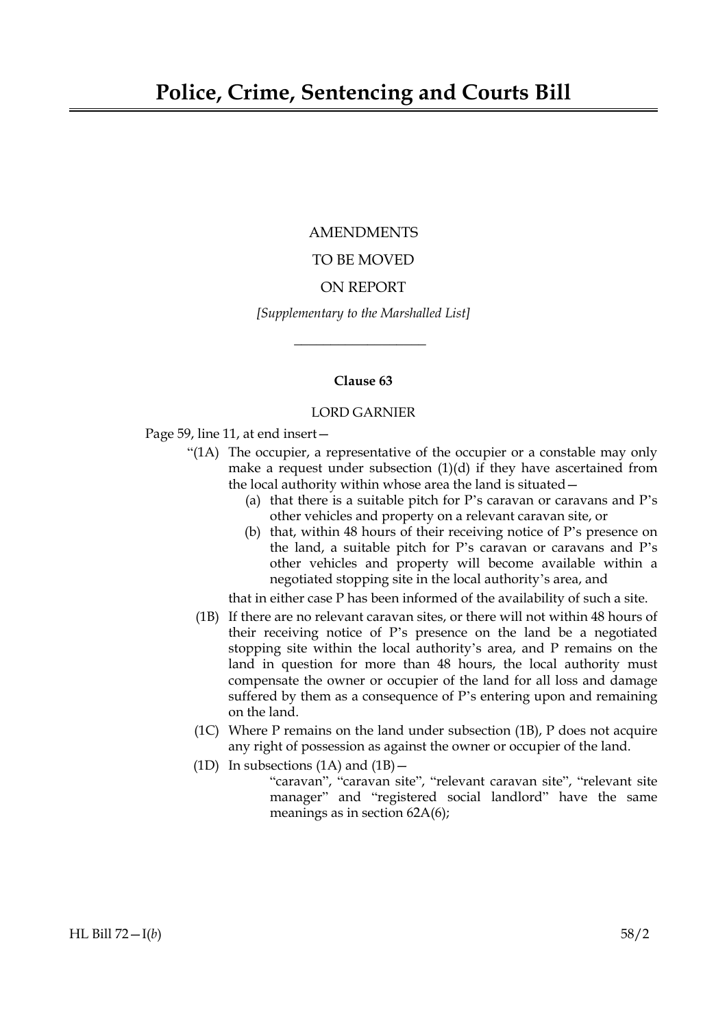# Police, Crime, Sentencing and Courts Bill

AMENDMENTS

TO BE MOVED

ON REPORT

*[Supplementary to the Marshalled List]*

---

**Clause 63**

LORD GARNIER

Page 59, line 11, at end insert—

"(1A) The occupier, a representative of the occupier or a constable may only make a request under subsection (1)(d) if they have ascertained from the local authority within whose area the land is situated—

(a) that there is a suitable pitch for P's caravan or caravans and P's other vehicles and property on a relevant caravan site, or

(b) that, within 48 hours of their receiving notice of P's presence on the land, a suitable pitch for P's caravan or caravans and P's other vehicles and property will become available within a negotiated stopping site in the local authority's area, and

that in either case P has been informed of the availability of such a site.

(1B) If there are no relevant caravan sites, or there will not within 48 hours of their receiving notice of P's presence on the land be a negotiated stopping site within the local authority's area, and P remains on the land in question for more than 48 hours, the local authority must compensate the owner or occupier of the land for all loss and damage suffered by them as a consequence of P's entering upon and remaining on the land.

(1C) Where P remains on the land under subsection (1B), P does not acquire any right of possession as against the owner or occupier of the land.

(1D) In subsections (1A) and (1B)—

"caravan", "caravan site", "relevant caravan site", "relevant site manager" and "registered social landlord" have the same meanings as in section 62A(6);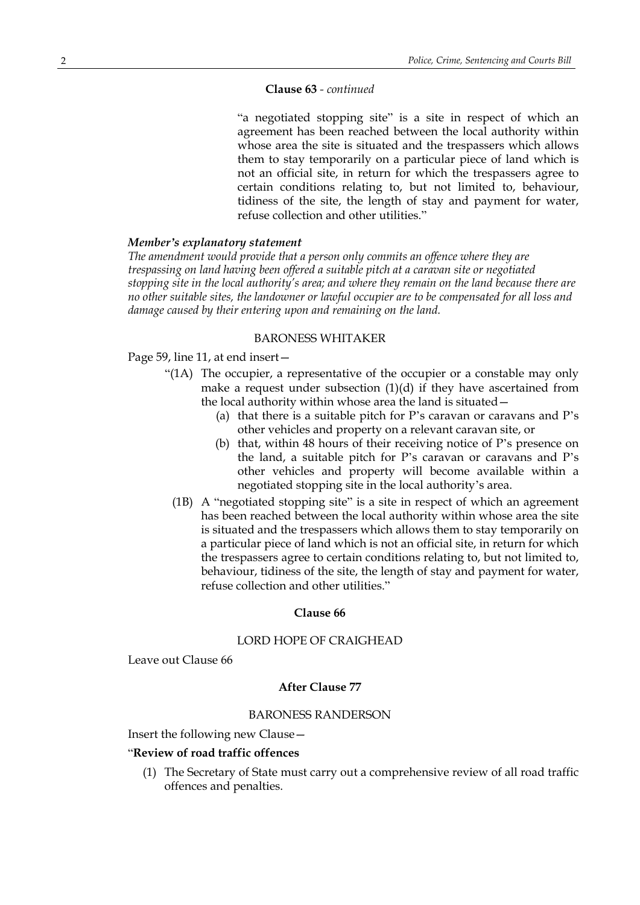**Clause 63** - *continued*

"a negotiated stopping site" is a site in respect of which an agreement has been reached between the local authority within whose area the site is situated and the trespassers which allows them to stay temporarily on a particular piece of land which is not an official site, in return for which the trespassers agree to certain conditions relating to, but not limited to, behaviour, tidiness of the site, the length of stay and payment for water, refuse collection and other utilities."

***Member's explanatory statement***

*The amendment would provide that a person only commits an offence where they are trespassing on land having been offered a suitable pitch at a caravan site or negotiated stopping site in the local authority's area; and where they remain on the land because there are no other suitable sites, the landowner or lawful occupier are to be compensated for all loss and damage caused by their entering upon and remaining on the land.*

BARONESS WHITAKER

Page 59, line 11, at end insert—

"(1A) The occupier, a representative of the occupier or a constable may only make a request under subsection (1)(d) if they have ascertained from the local authority within whose area the land is situated—

(a) that there is a suitable pitch for P's caravan or caravans and P's other vehicles and property on a relevant caravan site, or

(b) that, within 48 hours of their receiving notice of P's presence on the land, a suitable pitch for P's caravan or caravans and P's other vehicles and property will become available within a negotiated stopping site in the local authority's area.

(1B) A "negotiated stopping site" is a site in respect of which an agreement has been reached between the local authority within whose area the site is situated and the trespassers which allows them to stay temporarily on a particular piece of land which is not an official site, in return for which the trespassers agree to certain conditions relating to, but not limited to, behaviour, tidiness of the site, the length of stay and payment for water, refuse collection and other utilities."

**Clause 66**

LORD HOPE OF CRAIGHEAD

Leave out Clause 66

**After Clause 77**

BARONESS RANDERSON

Insert the following new Clause—

"**Review of road traffic offences**

(1) The Secretary of State must carry out a comprehensive review of all road traffic offences and penalties.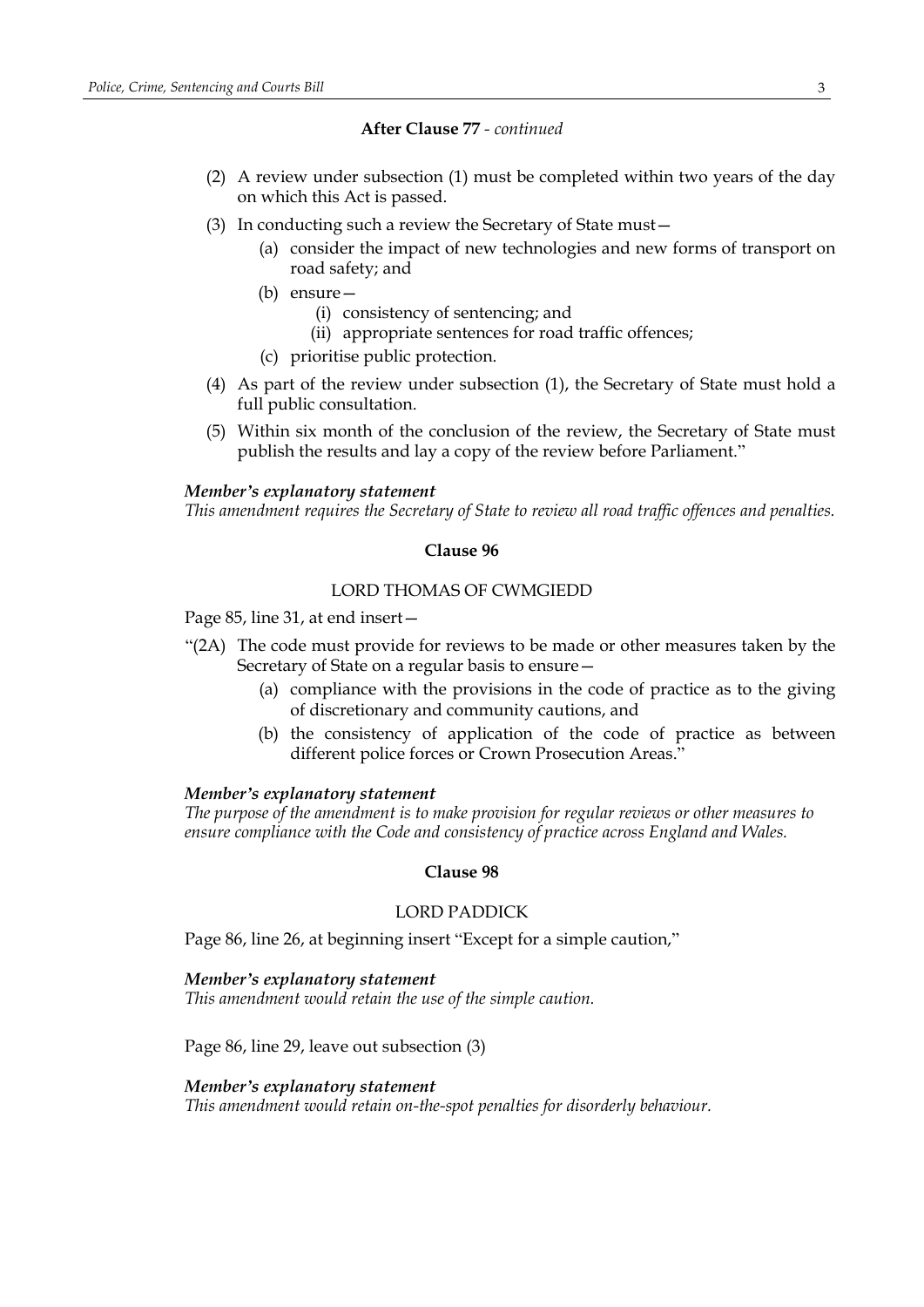**After Clause 77** - *continued*

(2) A review under subsection (1) must be completed within two years of the day on which this Act is passed.

(3) In conducting such a review the Secretary of State must—

(a) consider the impact of new technologies and new forms of transport on road safety; and

(b) ensure—

(i) consistency of sentencing; and

(ii) appropriate sentences for road traffic offences;

(c) prioritise public protection.

(4) As part of the review under subsection (1), the Secretary of State must hold a full public consultation.

(5) Within six month of the conclusion of the review, the Secretary of State must publish the results and lay a copy of the review before Parliament."

***Member's explanatory statement***

*This amendment requires the Secretary of State to review all road traffic offences and penalties.*

**Clause 96**

LORD THOMAS OF CWMGIEDD

Page 85, line 31, at end insert—

"(2A) The code must provide for reviews to be made or other measures taken by the Secretary of State on a regular basis to ensure—

(a) compliance with the provisions in the code of practice as to the giving of discretionary and community cautions, and

(b) the consistency of application of the code of practice as between different police forces or Crown Prosecution Areas."

***Member's explanatory statement***

*The purpose of the amendment is to make provision for regular reviews or other measures to ensure compliance with the Code and consistency of practice across England and Wales.*

**Clause 98**

LORD PADDICK

Page 86, line 26, at beginning insert "Except for a simple caution,"

***Member's explanatory statement***

*This amendment would retain the use of the simple caution.*

Page 86, line 29, leave out subsection (3)

***Member's explanatory statement***

*This amendment would retain on-the-spot penalties for disorderly behaviour.*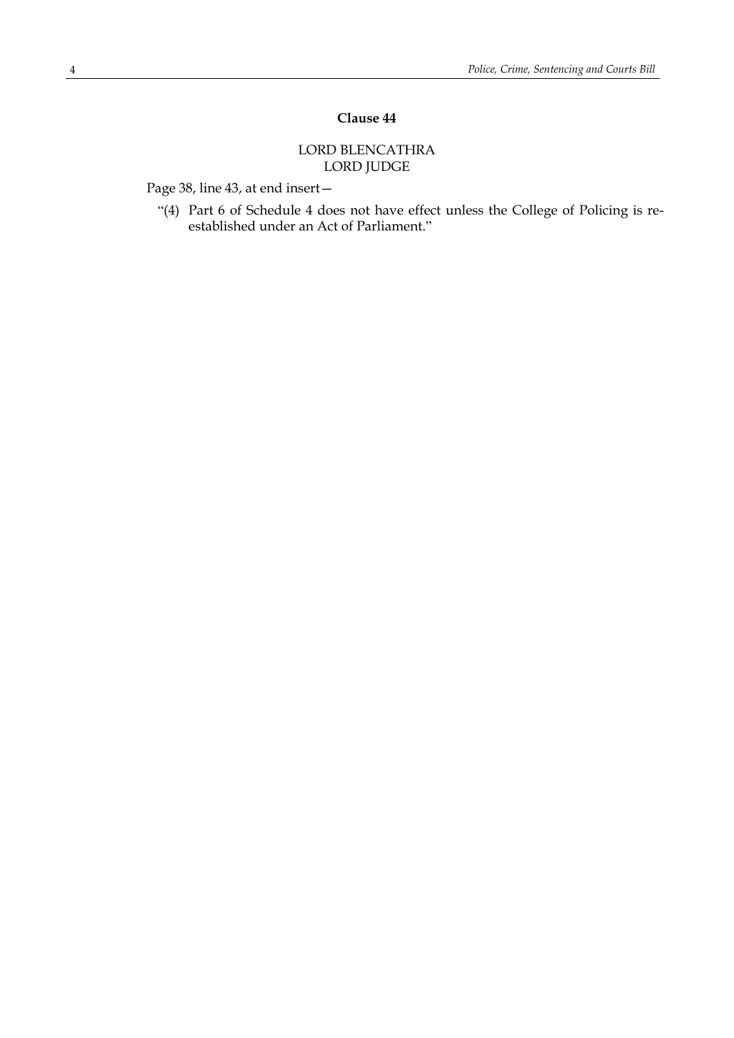**Clause 44**

LORD BLENCATHRA
LORD JUDGE

Page 38, line 43, at end insert—

"(4) Part 6 of Schedule 4 does not have effect unless the College of Policing is re-established under an Act of Parliament."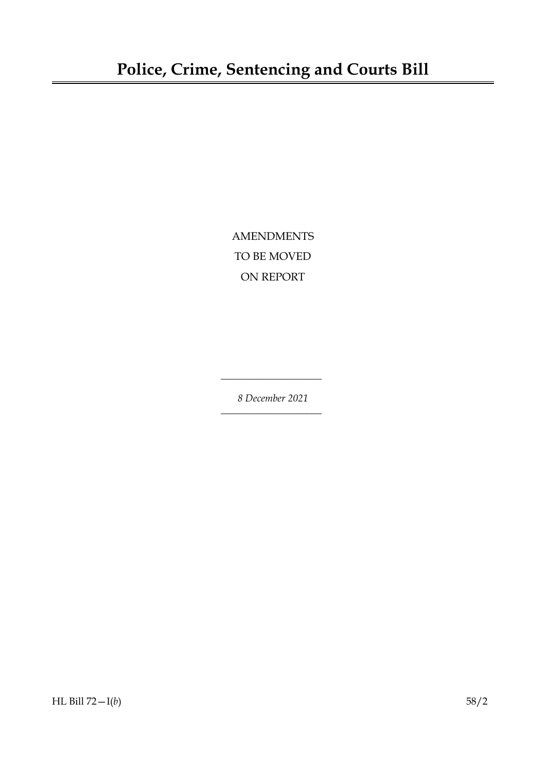# Police, Crime, Sentencing and Courts Bill

AMENDMENTS

TO BE MOVED

ON REPORT

---

*8 December 2021*

---

HL Bill 72—I(*b*)

58/2